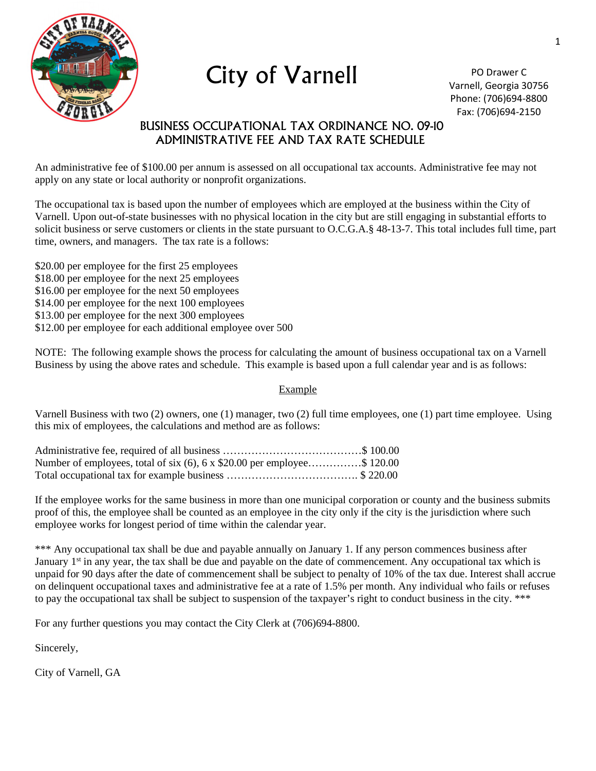# City of Varnell

PO Drawer C
Varnell, Georgia 30756
Phone: (706)694-8800
Fax: (706)694-2150

## BUSINESS OCCUPATIONAL TAX ORDINANCE NO. 09-10
## ADMINISTRATIVE FEE AND TAX RATE SCHEDULE

An administrative fee of $100.00 per annum is assessed on all occupational tax accounts. Administrative fee may not apply on any state or local authority or nonprofit organizations.

The occupational tax is based upon the number of employees which are employed at the business within the City of Varnell. Upon out-of-state businesses with no physical location in the city but are still engaging in substantial efforts to solicit business or serve customers or clients in the state pursuant to O.C.G.A.§ 48-13-7. This total includes full time, part time, owners, and managers. The tax rate is a follows:

$20.00 per employee for the first 25 employees
$18.00 per employee for the next 25 employees
$16.00 per employee for the next 50 employees
$14.00 per employee for the next 100 employees
$13.00 per employee for the next 300 employees
$12.00 per employee for each additional employee over 500

NOTE: The following example shows the process for calculating the amount of business occupational tax on a Varnell Business by using the above rates and schedule. This example is based upon a full calendar year and is as follows:

Example

Varnell Business with two (2) owners, one (1) manager, two (2) full time employees, one (1) part time employee. Using this mix of employees, the calculations and method are as follows:

Administrative fee, required of all business ……………………………………$ 100.00
Number of employees, total of six (6), 6 x $20.00 per employee……………$ 120.00
Total occupational tax for example business ………………………………. $ 220.00

If the employee works for the same business in more than one municipal corporation or county and the business submits proof of this, the employee shall be counted as an employee in the city only if the city is the jurisdiction where such employee works for longest period of time within the calendar year.

*** Any occupational tax shall be due and payable annually on January 1. If any person commences business after January 1st in any year, the tax shall be due and payable on the date of commencement. Any occupational tax which is unpaid for 90 days after the date of commencement shall be subject to penalty of 10% of the tax due. Interest shall accrue on delinquent occupational taxes and administrative fee at a rate of 1.5% per month. Any individual who fails or refuses to pay the occupational tax shall be subject to suspension of the taxpayer's right to conduct business in the city. ***

For any further questions you may contact the City Clerk at (706)694-8800.

Sincerely,

City of Varnell, GA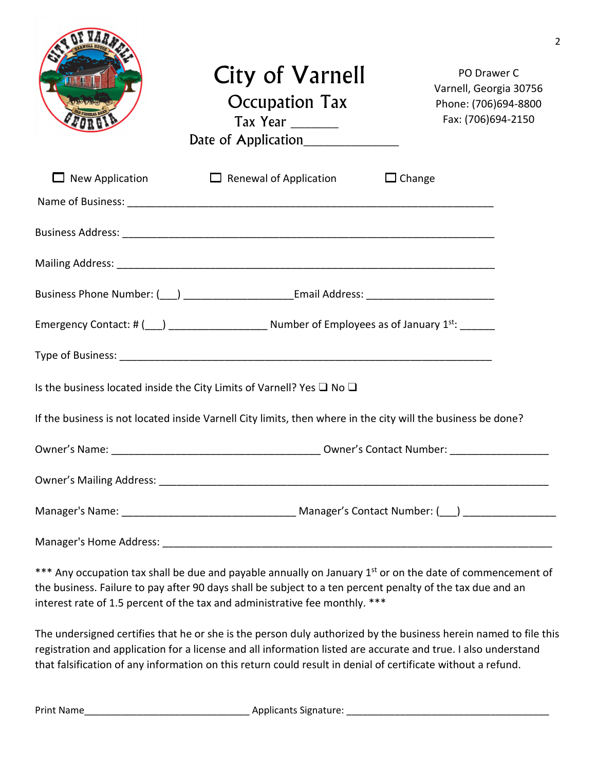# City of Varnell

## Occupation Tax

Tax Year _______

Date of Application______________

PO Drawer C
Varnell, Georgia 30756
Phone: (706)694-8800
Fax: (706)694-2150

☐ New Application  ☐ Renewal of Application  ☐ Change

Name of Business: ________________________________________________________________

Business Address: ________________________________________________________________

Mailing Address: _________________________________________________________________

Business Phone Number: (___) __________________ Email Address: _____________________

Emergency Contact: # (___) ________________ Number of Employees as of January 1st: ______

Type of Business: _________________________________________________________________

Is the business located inside the City Limits of Varnell? Yes ☐ No ☐

If the business is not located inside Varnell City limits, then where in the city will the business be done?

Owner's Name: ____________________________________ Owner's Contact Number: ________________

Owner's Mailing Address: _____________________________________________________________________

Manager's Name: ____________________________ Manager's Contact Number: (___) _______________

Manager's Home Address: ______________________________________________________________________

*** Any occupation tax shall be due and payable annually on January 1st or on the date of commencement of the business. Failure to pay after 90 days shall be subject to a ten percent penalty of the tax due and an interest rate of 1.5 percent of the tax and administrative fee monthly. ***

The undersigned certifies that he or she is the person duly authorized by the business herein named to file this registration and application for a license and all information listed are accurate and true. I also understand that falsification of any information on this return could result in denial of certificate without a refund.

Print Name_____________________________ Applicants Signature: ___________________________________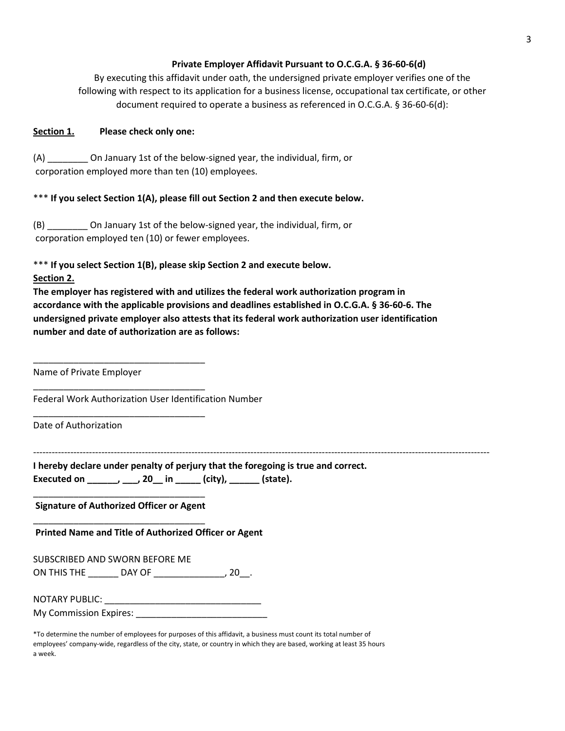**Private Employer Affidavit Pursuant to O.C.G.A. § 36-60-6(d)**

By executing this affidavit under oath, the undersigned private employer verifies one of the following with respect to its application for a business license, occupational tax certificate, or other document required to operate a business as referenced in O.C.G.A. § 36-60-6(d):

**Section 1.** **Please check only one:**

(A) ________ On January 1st of the below-signed year, the individual, firm, or corporation employed more than ten (10) employees.

*** **If you select Section 1(A), please fill out Section 2 and then execute below.**

(B) ________ On January 1st of the below-signed year, the individual, firm, or corporation employed ten (10) or fewer employees.

*** **If you select Section 1(B), please skip Section 2 and execute below.**

**Section 2.**

**The employer has registered with and utilizes the federal work authorization program in accordance with the applicable provisions and deadlines established in O.C.G.A. § 36-60-6. The undersigned private employer also attests that its federal work authorization user identification number and date of authorization are as follows:**

___________________________________
Name of Private Employer

___________________________________
Federal Work Authorization User Identification Number

___________________________________
Date of Authorization

---

**I hereby declare under penalty of perjury that the foregoing is true and correct.**
**Executed on ______, ___, 20__ in _____ (city), ______ (state).**

___________________________________
**Signature of Authorized Officer or Agent**

___________________________________
**Printed Name and Title of Authorized Officer or Agent**

SUBSCRIBED AND SWORN BEFORE ME
ON THIS THE ______ DAY OF ______________, 20__.

NOTARY PUBLIC: ________________________________
My Commission Expires: ___________________________

*To determine the number of employees for purposes of this affidavit, a business must count its total number of employees' company-wide, regardless of the city, state, or country in which they are based, working at least 35 hours a week.